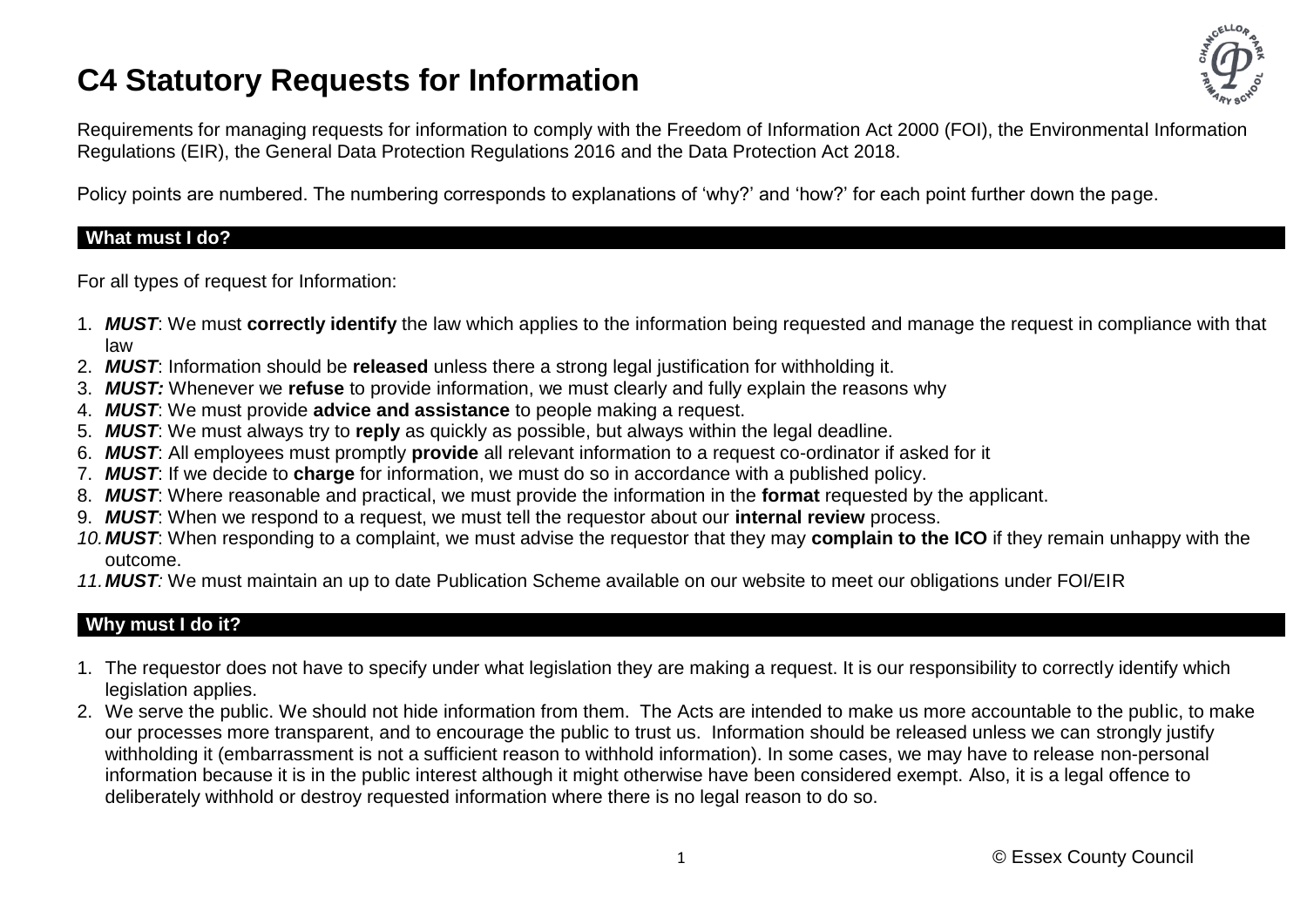# C4 Statutory Requests for Information

Requirements for managing requests for information to comply with the Freedom of Information Act 2000 (FOI), the Environmental Information Regulations (EIR), the General Data Protection Regulations 2016 and the Data Protection Act 2018.

Policy points are numbered. The numbering corresponds to explanations of 'why?' and 'how?' for each point further down the page.

## What must I do?

For all types of request for Information:

1. ***MUST***: We must **correctly identify** the law which applies to the information being requested and manage the request in compliance with that law
2. ***MUST***: Information should be **released** unless there a strong legal justification for withholding it.
3. ***MUST:*** Whenever we **refuse** to provide information, we must clearly and fully explain the reasons why
4. ***MUST***: We must provide **advice and assistance** to people making a request.
5. ***MUST***: We must always try to **reply** as quickly as possible, but always within the legal deadline.
6. ***MUST***: All employees must promptly **provide** all relevant information to a request co-ordinator if asked for it
7. ***MUST***: If we decide to **charge** for information, we must do so in accordance with a published policy.
8. ***MUST***: Where reasonable and practical, we must provide the information in the **format** requested by the applicant.
9. ***MUST***: When we respond to a request, we must tell the requestor about our **internal review** process.
10. ***MUST***: When responding to a complaint, we must advise the requestor that they may **complain to the ICO** if they remain unhappy with the outcome.
11. ***MUST:*** We must maintain an up to date Publication Scheme available on our website to meet our obligations under FOI/EIR

## Why must I do it?

1. The requestor does not have to specify under what legislation they are making a request. It is our responsibility to correctly identify which legislation applies.
2. We serve the public. We should not hide information from them. The Acts are intended to make us more accountable to the public, to make our processes more transparent, and to encourage the public to trust us. Information should be released unless we can strongly justify withholding it (embarrassment is not a sufficient reason to withhold information). In some cases, we may have to release non-personal information because it is in the public interest although it might otherwise have been considered exempt. Also, it is a legal offence to deliberately withhold or destroy requested information where there is no legal reason to do so.

© Essex County Council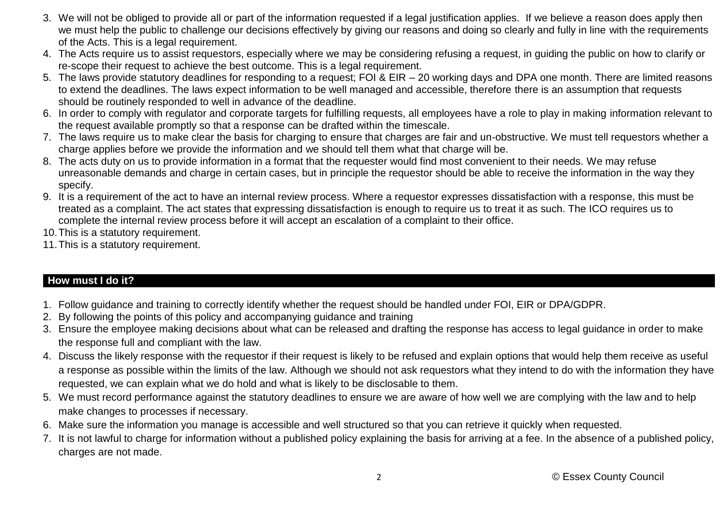3. We will not be obliged to provide all or part of the information requested if a legal justification applies. If we believe a reason does apply then we must help the public to challenge our decisions effectively by giving our reasons and doing so clearly and fully in line with the requirements of the Acts. This is a legal requirement.
4. The Acts require us to assist requestors, especially where we may be considering refusing a request, in guiding the public on how to clarify or re-scope their request to achieve the best outcome. This is a legal requirement.
5. The laws provide statutory deadlines for responding to a request; FOI & EIR – 20 working days and DPA one month. There are limited reasons to extend the deadlines. The laws expect information to be well managed and accessible, therefore there is an assumption that requests should be routinely responded to well in advance of the deadline.
6. In order to comply with regulator and corporate targets for fulfilling requests, all employees have a role to play in making information relevant to the request available promptly so that a response can be drafted within the timescale.
7. The laws require us to make clear the basis for charging to ensure that charges are fair and un-obstructive. We must tell requestors whether a charge applies before we provide the information and we should tell them what that charge will be.
8. The acts duty on us to provide information in a format that the requester would find most convenient to their needs. We may refuse unreasonable demands and charge in certain cases, but in principle the requestor should be able to receive the information in the way they specify.
9. It is a requirement of the act to have an internal review process. Where a requestor expresses dissatisfaction with a response, this must be treated as a complaint. The act states that expressing dissatisfaction is enough to require us to treat it as such. The ICO requires us to complete the internal review process before it will accept an escalation of a complaint to their office.
10. This is a statutory requirement.
11. This is a statutory requirement.

## How must I do it?

1. Follow guidance and training to correctly identify whether the request should be handled under FOI, EIR or DPA/GDPR.
2. By following the points of this policy and accompanying guidance and training
3. Ensure the employee making decisions about what can be released and drafting the response has access to legal guidance in order to make the response full and compliant with the law.
4. Discuss the likely response with the requestor if their request is likely to be refused and explain options that would help them receive as useful a response as possible within the limits of the law. Although we should not ask requestors what they intend to do with the information they have requested, we can explain what we do hold and what is likely to be disclosable to them.
5. We must record performance against the statutory deadlines to ensure we are aware of how well we are complying with the law and to help make changes to processes if necessary.
6. Make sure the information you manage is accessible and well structured so that you can retrieve it quickly when requested.
7. It is not lawful to charge for information without a published policy explaining the basis for arriving at a fee. In the absence of a published policy, charges are not made.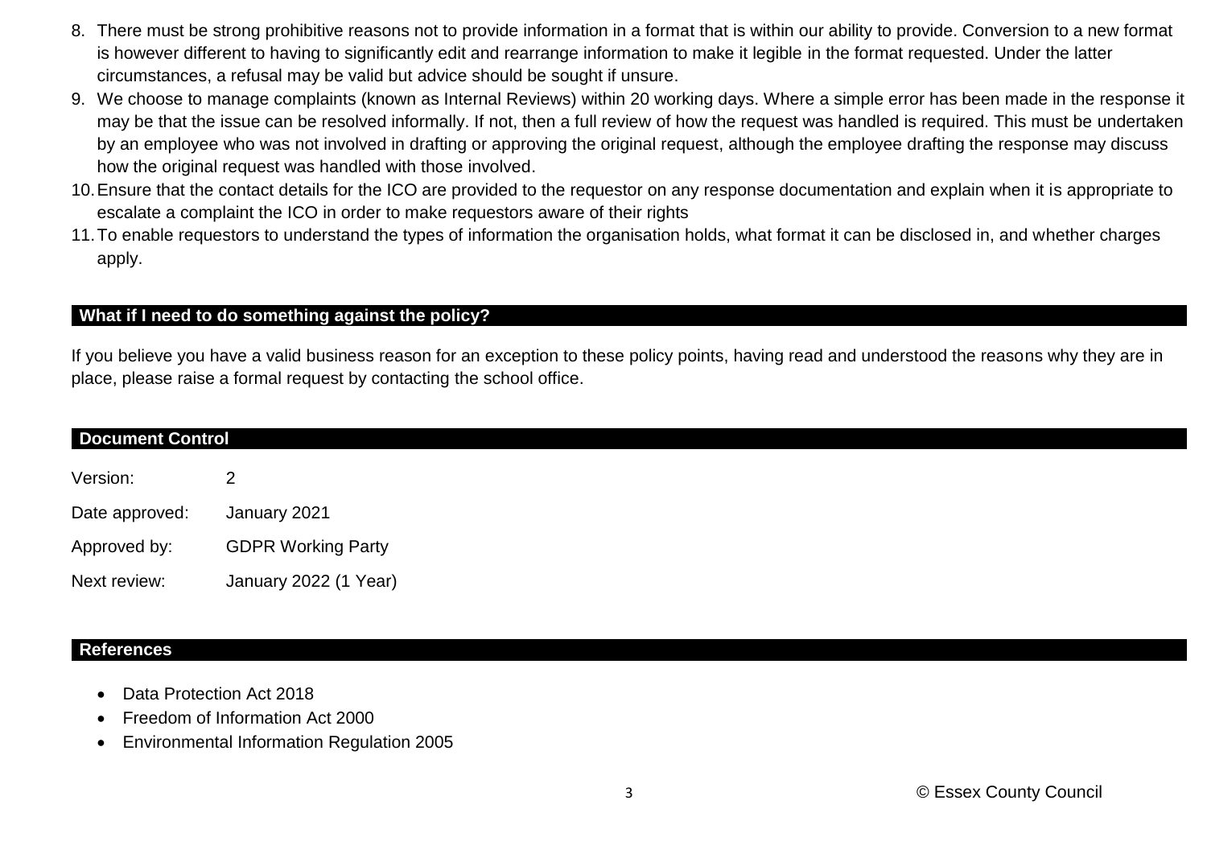8. There must be strong prohibitive reasons not to provide information in a format that is within our ability to provide. Conversion to a new format is however different to having to significantly edit and rearrange information to make it legible in the format requested. Under the latter circumstances, a refusal may be valid but advice should be sought if unsure.
9. We choose to manage complaints (known as Internal Reviews) within 20 working days. Where a simple error has been made in the response it may be that the issue can be resolved informally. If not, then a full review of how the request was handled is required. This must be undertaken by an employee who was not involved in drafting or approving the original request, although the employee drafting the response may discuss how the original request was handled with those involved.
10. Ensure that the contact details for the ICO are provided to the requestor on any response documentation and explain when it is appropriate to escalate a complaint the ICO in order to make requestors aware of their rights
11. To enable requestors to understand the types of information the organisation holds, what format it can be disclosed in, and whether charges apply.

## What if I need to do something against the policy?

If you believe you have a valid business reason for an exception to these policy points, having read and understood the reasons why they are in place, please raise a formal request by contacting the school office.

## Document Control

Version: 2

Date approved: January 2021

Approved by: GDPR Working Party

Next review: January 2022 (1 Year)

## References

- Data Protection Act 2018
- Freedom of Information Act 2000
- Environmental Information Regulation 2005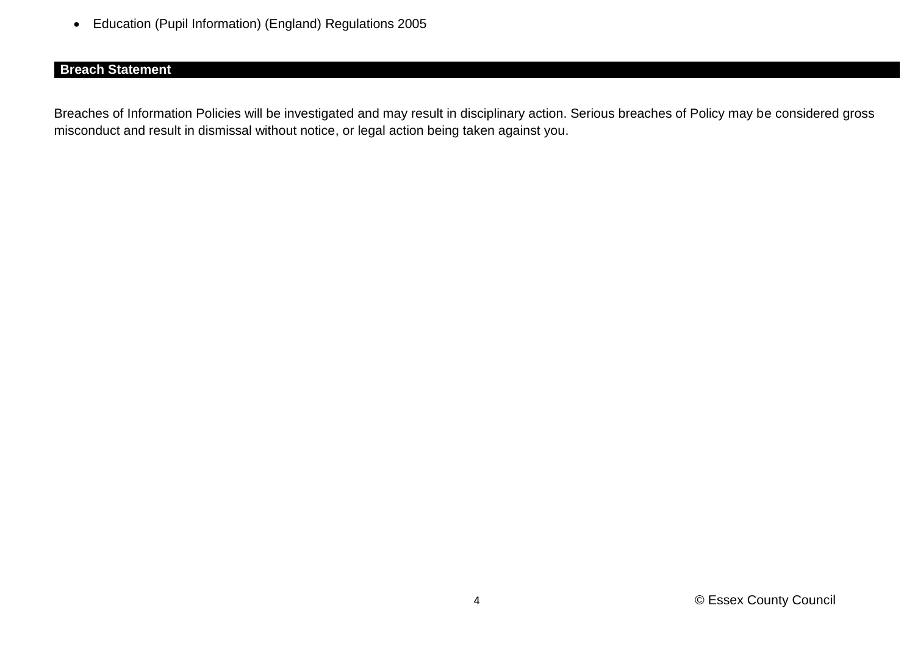- Education (Pupil Information) (England) Regulations 2005

## Breach Statement

Breaches of Information Policies will be investigated and may result in disciplinary action. Serious breaches of Policy may be considered gross misconduct and result in dismissal without notice, or legal action being taken against you.